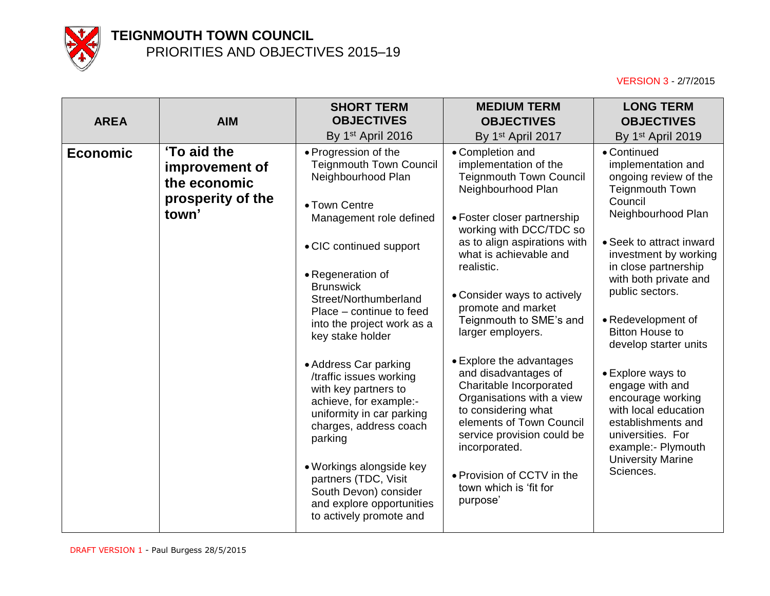# TEIGNMOUTH TOWN COUNCIL

## PRIORITIES AND OBJECTIVES 2015–19

VERSION 3 - 2/7/2015

| AREA | AIM | SHORT TERM OBJECTIVES By 1st April 2016 | MEDIUM TERM OBJECTIVES By 1st April 2017 | LONG TERM OBJECTIVES By 1st April 2019 |
|---|---|---|---|---|
| **Economic** | **'To aid the improvement of the economic prosperity of the town'** | • Progression of the Teignmouth Town Council Neighbourhood Plan<br><br>• Town Centre Management role defined<br><br>• CIC continued support<br><br>• Regeneration of Brunswick Street/Northumberland Place – continue to feed into the project work as a key stake holder<br><br>• Address Car parking /traffic issues working with key partners to achieve, for example:- uniformity in car parking charges, address coach parking<br><br>• Workings alongside key partners (TDC, Visit South Devon) consider and explore opportunities to actively promote and | • Completion and implementation of the Teignmouth Town Council Neighbourhood Plan<br><br>• Foster closer partnership working with DCC/TDC so as to align aspirations with what is achievable and realistic.<br><br>• Consider ways to actively promote and market Teignmouth to SME's and larger employers.<br><br>• Explore the advantages and disadvantages of Charitable Incorporated Organisations with a view to considering what elements of Town Council service provision could be incorporated.<br><br>• Provision of CCTV in the town which is 'fit for purpose' | • Continued implementation and ongoing review of the Teignmouth Town Council Neighbourhood Plan<br><br>• Seek to attract inward investment by working in close partnership with both private and public sectors.<br><br>• Redevelopment of Bitton House to develop starter units<br><br>• Explore ways to engage with and encourage working with local education establishments and universities. For example:- Plymouth University Marine Sciences. |

DRAFT VERSION 1 - Paul Burgess 28/5/2015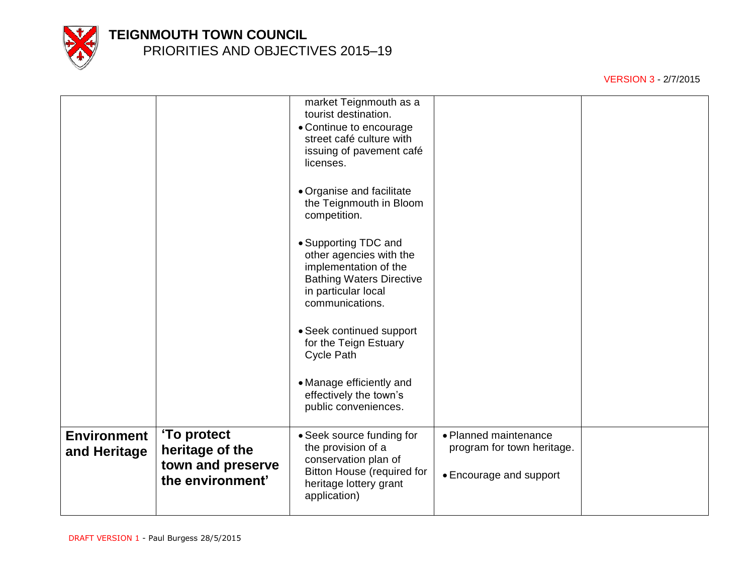| | | | | |
|---|---|---|---|---|
| | | market Teignmouth as a tourist destination.<br>• Continue to encourage street café culture with issuing of pavement café licenses.<br>• Organise and facilitate the Teignmouth in Bloom competition.<br>• Supporting TDC and other agencies with the implementation of the Bathing Waters Directive in particular local communications.<br>• Seek continued support for the Teign Estuary Cycle Path<br>• Manage efficiently and effectively the town's public conveniences. | | |
| **Environment and Heritage** | **'To protect heritage of the town and preserve the environment'** | • Seek source funding for the provision of a conservation plan of Bitton House (required for heritage lottery grant application) | • Planned maintenance program for town heritage.<br>• Encourage and support | |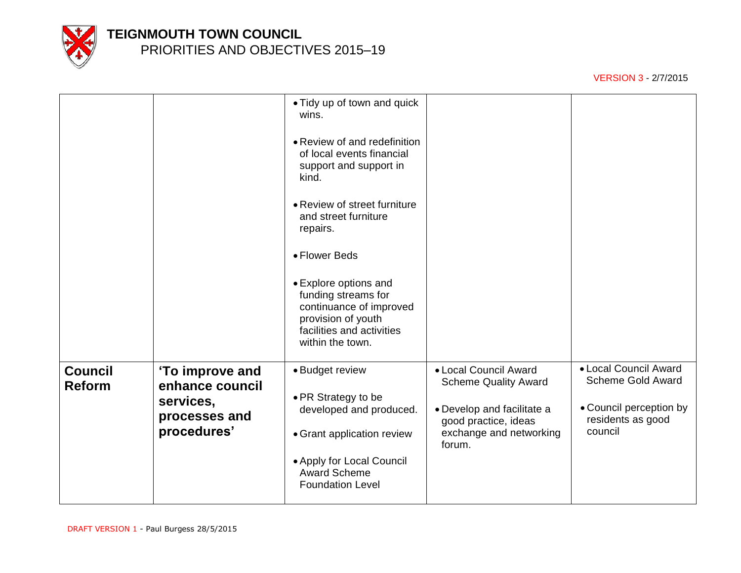| | | | | |
|---|---|---|---|---|
| | | • Tidy up of town and quick wins.<br><br>• Review of and redefinition of local events financial support and support in kind.<br><br>• Review of street furniture and street furniture repairs.<br><br>• Flower Beds<br><br>• Explore options and funding streams for continuance of improved provision of youth facilities and activities within the town. | | |
| **Council Reform** | **'To improve and enhance council services, processes and procedures'** | • Budget review<br><br>• PR Strategy to be developed and produced.<br><br>• Grant application review<br><br>• Apply for Local Council Award Scheme Foundation Level | • Local Council Award Scheme Quality Award<br><br>• Develop and facilitate a good practice, ideas exchange and networking forum. | • Local Council Award Scheme Gold Award<br><br>• Council perception by residents as good council |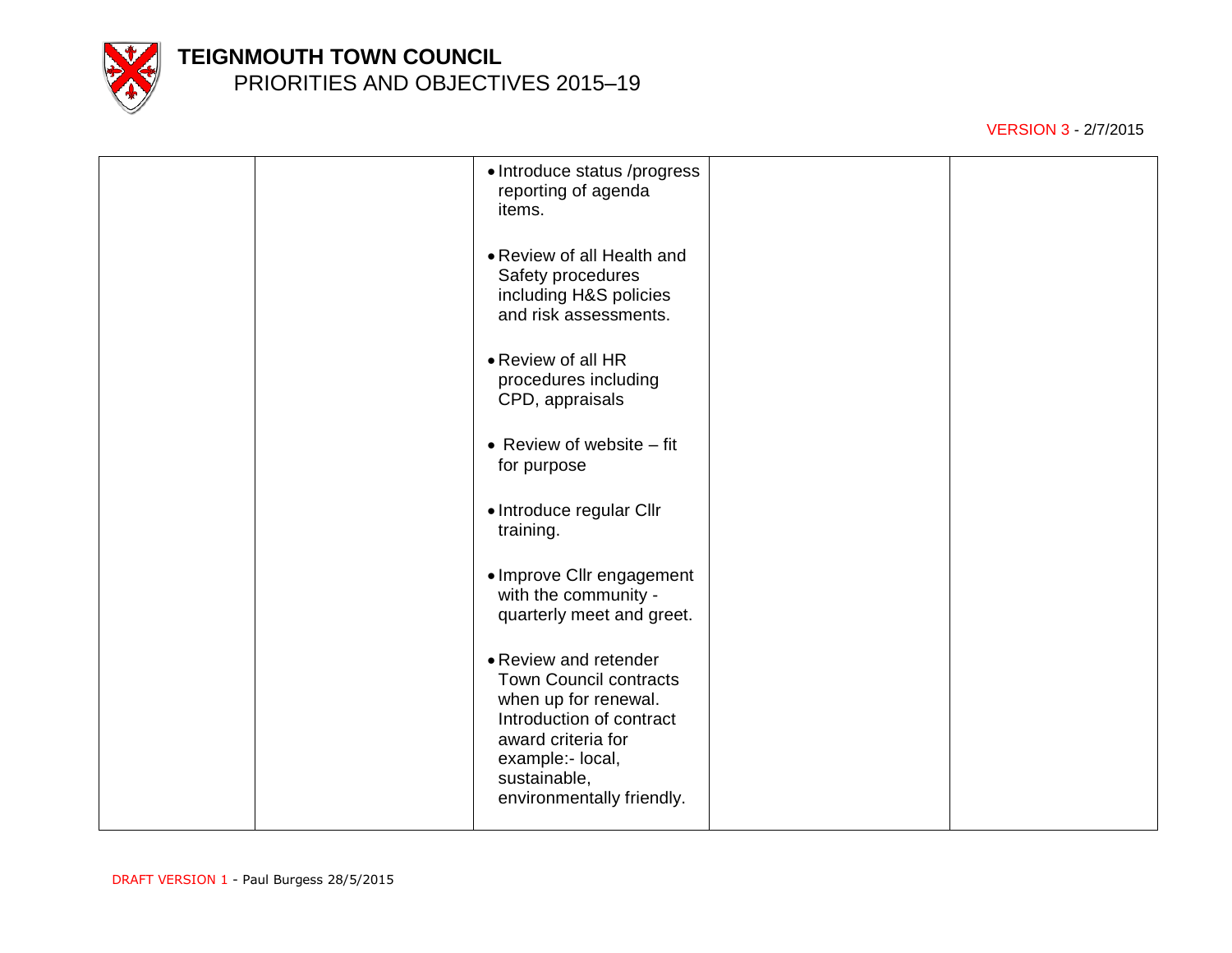| | | | | |
|---|---|---|---|---|
| | | • Introduce status /progress reporting of agenda items.<br><br>• Review of all Health and Safety procedures including H&S policies and risk assessments.<br><br>• Review of all HR procedures including CPD, appraisals<br><br>• Review of website – fit for purpose<br><br>• Introduce regular Cllr training.<br><br>• Improve Cllr engagement with the community - quarterly meet and greet.<br><br>• Review and retender Town Council contracts when up for renewal. Introduction of contract award criteria for example:- local, sustainable, environmentally friendly. | | |